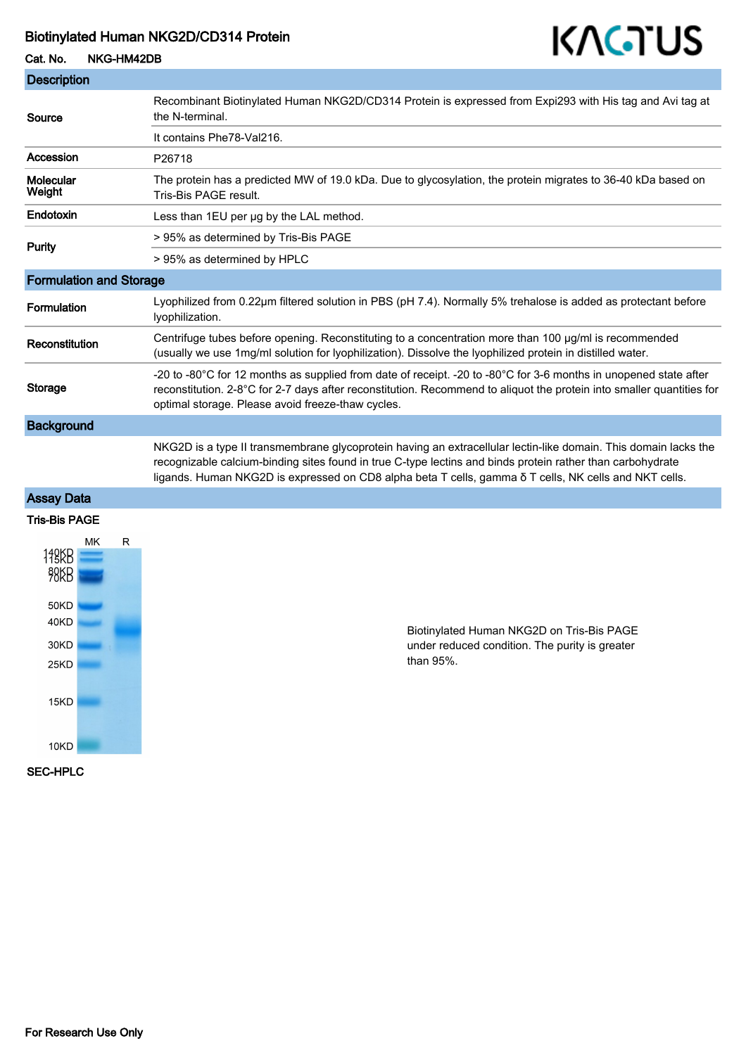# Biotinylated Human NKG2D/CD314 Protein

**Cat. No.** NKG-HM42DB

KACTUS

## Description

| | |
|---|---|
| **Source** | Recombinant Biotinylated Human NKG2D/CD314 Protein is expressed from Expi293 with His tag and Avi tag at the N-terminal. |
| | It contains Phe78-Val216. |
| **Accession** | P26718 |
| **Molecular Weight** | The protein has a predicted MW of 19.0 kDa. Due to glycosylation, the protein migrates to 36-40 kDa based on Tris-Bis PAGE result. |
| **Endotoxin** | Less than 1EU per μg by the LAL method. |
| **Purity** | > 95% as determined by Tris-Bis PAGE |
| | > 95% as determined by HPLC |

## Formulation and Storage

| | |
|---|---|
| **Formulation** | Lyophilized from 0.22μm filtered solution in PBS (pH 7.4). Normally 5% trehalose is added as protectant before lyophilization. |
| **Reconstitution** | Centrifuge tubes before opening. Reconstituting to a concentration more than 100 μg/ml is recommended (usually we use 1mg/ml solution for lyophilization). Dissolve the lyophilized protein in distilled water. |
| **Storage** | -20 to -80°C for 12 months as supplied from date of receipt. -20 to -80°C for 3-6 months in unopened state after reconstitution. 2-8°C for 2-7 days after reconstitution. Recommend to aliquot the protein into smaller quantities for optimal storage. Please avoid freeze-thaw cycles. |

## Background

NKG2D is a type II transmembrane glycoprotein having an extracellular lectin-like domain. This domain lacks the recognizable calcium-binding sites found in true C-type lectins and binds protein rather than carbohydrate ligands. Human NKG2D is expressed on CD8 alpha beta T cells, gamma δ T cells, NK cells and NKT cells.

## Assay Data

**Tris-Bis PAGE**

Biotinylated Human NKG2D on Tris-Bis PAGE under reduced condition. The purity is greater than 95%.

**SEC-HPLC**

For Research Use Only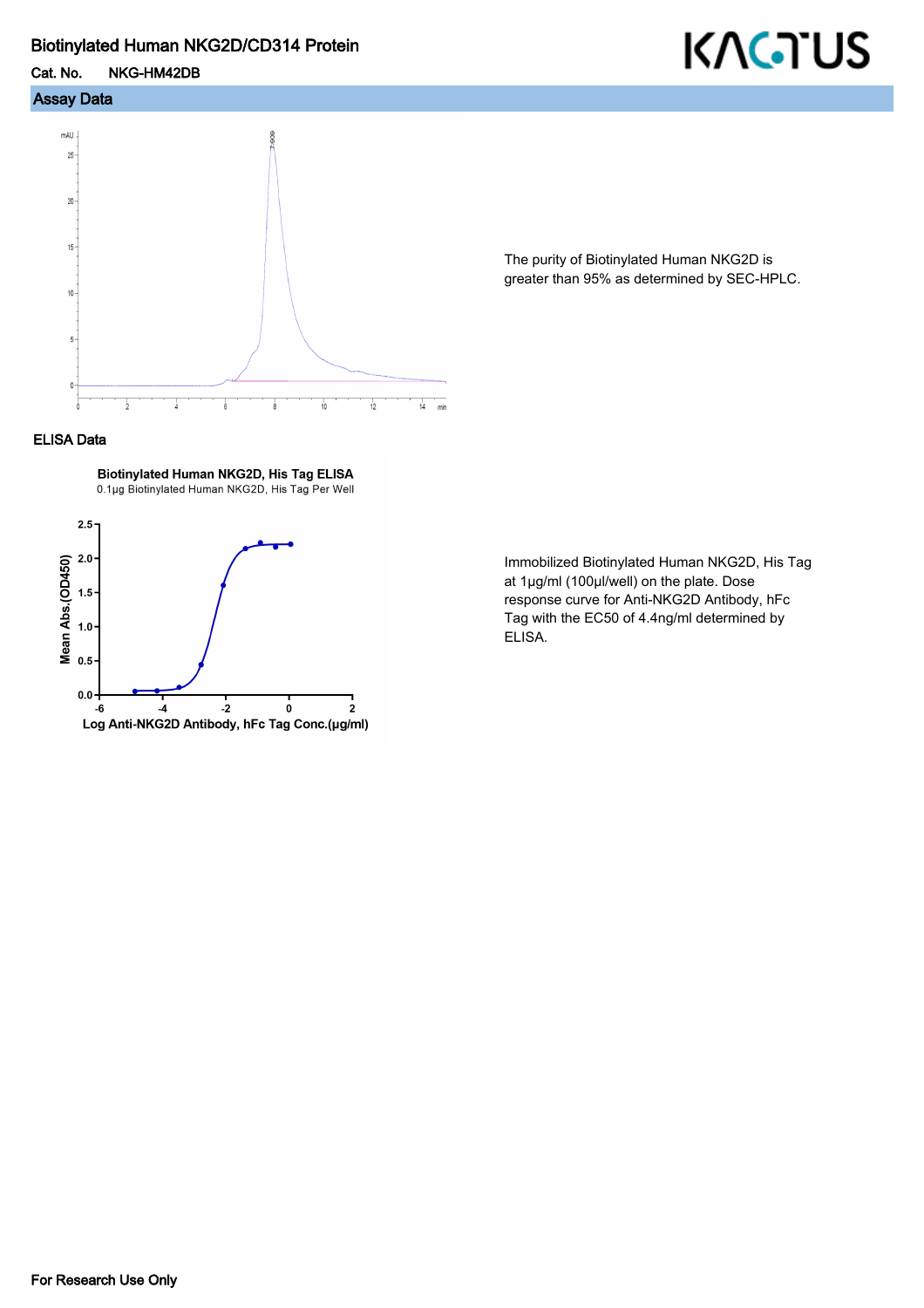# Biotinylated Human NKG2D/CD314 Protein

Cat. No. NKG-HM42DB

## Assay Data

mAU
25
20
15
10
5
0
0 2 4 6 8 10 12 14 min
7.909

The purity of Biotinylated Human NKG2D is greater than 95% as determined by SEC-HPLC.

## ELISA Data

**Biotinylated Human NKG2D, His Tag ELISA**

0.1μg Biotinylated Human NKG2D, His Tag Per Well

Mean Abs.(OD450)
2.5
2.0
1.5
1.0
0.5
0.0
-6 -4 -2 0 2
Log Anti-NKG2D Antibody, hFc Tag Conc.(μg/ml)

Immobilized Biotinylated Human NKG2D, His Tag at 1μg/ml (100μl/well) on the plate. Dose response curve for Anti-NKG2D Antibody, hFc Tag with the EC50 of 4.4ng/ml determined by ELISA.

For Research Use Only